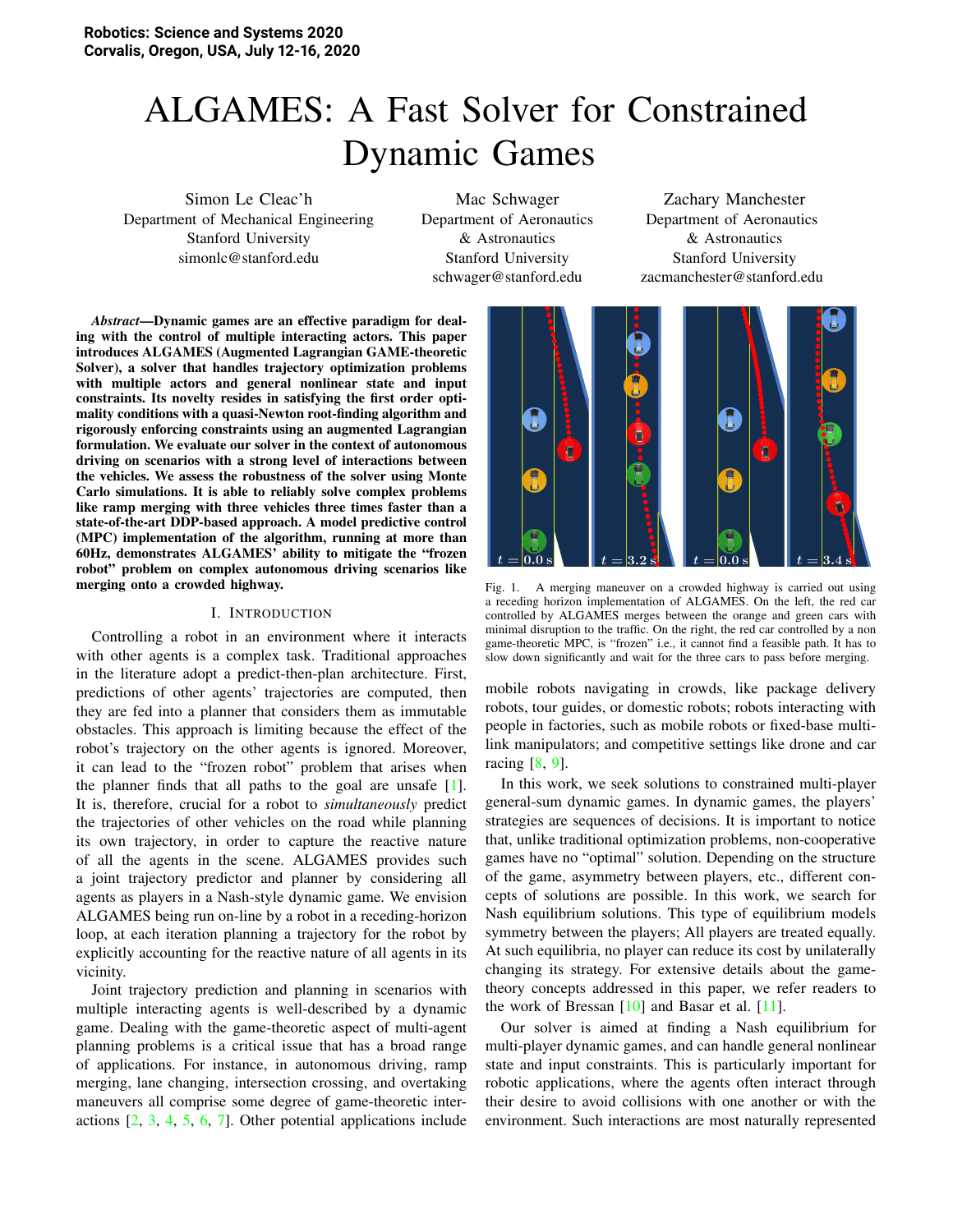# ALGAMES: A Fast Solver for Constrained Dynamic Games

Simon Le Cleac'h
Department of Mechanical Engineering
Stanford University
simonlc@stanford.edu

Mac Schwager
Department of Aeronautics & Astronautics
Stanford University
schwager@stanford.edu

Zachary Manchester
Department of Aeronautics & Astronautics
Stanford University
zacmanchester@stanford.edu

***Abstract*—Dynamic games are an effective paradigm for dealing with the control of multiple interacting actors. This paper introduces ALGAMES (Augmented Lagrangian GAME-theoretic Solver), a solver that handles trajectory optimization problems with multiple actors and general nonlinear state and input constraints. Its novelty resides in satisfying the first order optimality conditions with a quasi-Newton root-finding algorithm and rigorously enforcing constraints using an augmented Lagrangian formulation. We evaluate our solver in the context of autonomous driving on scenarios with a strong level of interactions between the vehicles. We assess the robustness of the solver using Monte Carlo simulations. It is able to reliably solve complex problems like ramp merging with three vehicles three times faster than a state-of-the-art DDP-based approach. A model predictive control (MPC) implementation of the algorithm, running at more than 60Hz, demonstrates ALGAMES' ability to mitigate the "frozen robot" problem on complex autonomous driving scenarios like merging onto a crowded highway.**

Fig. 1. A merging maneuver on a crowded highway is carried out using a receding horizon implementation of ALGAMES. On the left, the red car controlled by ALGAMES merges between the orange and green cars with minimal disruption to the traffic. On the right, the red car controlled by a non game-theoretic MPC, is "frozen" i.e., it cannot find a feasible path. It has to slow down significantly and wait for the three cars to pass before merging.

## I. Introduction

Controlling a robot in an environment where it interacts with other agents is a complex task. Traditional approaches in the literature adopt a predict-then-plan architecture. First, predictions of other agents' trajectories are computed, then they are fed into a planner that considers them as immutable obstacles. This approach is limiting because the effect of the robot's trajectory on the other agents is ignored. Moreover, it can lead to the "frozen robot" problem that arises when the planner finds that all paths to the goal are unsafe [1]. It is, therefore, crucial for a robot to *simultaneously* predict the trajectories of other vehicles on the road while planning its own trajectory, in order to capture the reactive nature of all the agents in the scene. ALGAMES provides such a joint trajectory predictor and planner by considering all agents as players in a Nash-style dynamic game. We envision ALGAMES being run on-line by a robot in a receding-horizon loop, at each iteration planning a trajectory for the robot by explicitly accounting for the reactive nature of all agents in its vicinity.

Joint trajectory prediction and planning in scenarios with multiple interacting agents is well-described by a dynamic game. Dealing with the game-theoretic aspect of multi-agent planning problems is a critical issue that has a broad range of applications. For instance, in autonomous driving, ramp merging, lane changing, intersection crossing, and overtaking maneuvers all comprise some degree of game-theoretic interactions [2, 3, 4, 5, 6, 7]. Other potential applications include mobile robots navigating in crowds, like package delivery robots, tour guides, or domestic robots; robots interacting with people in factories, such as mobile robots or fixed-base multi-link manipulators; and competitive settings like drone and car racing [8, 9].

In this work, we seek solutions to constrained multi-player general-sum dynamic games. In dynamic games, the players' strategies are sequences of decisions. It is important to notice that, unlike traditional optimization problems, non-cooperative games have no "optimal" solution. Depending on the structure of the game, asymmetry between players, etc., different concepts of solutions are possible. In this work, we search for Nash equilibrium solutions. This type of equilibrium models symmetry between the players; All players are treated equally. At such equilibria, no player can reduce its cost by unilaterally changing its strategy. For extensive details about the game-theory concepts addressed in this paper, we refer readers to the work of Bressan [10] and Basar et al. [11].

Our solver is aimed at finding a Nash equilibrium for multi-player dynamic games, and can handle general nonlinear state and input constraints. This is particularly important for robotic applications, where the agents often interact through their desire to avoid collisions with one another or with the environment. Such interactions are most naturally represented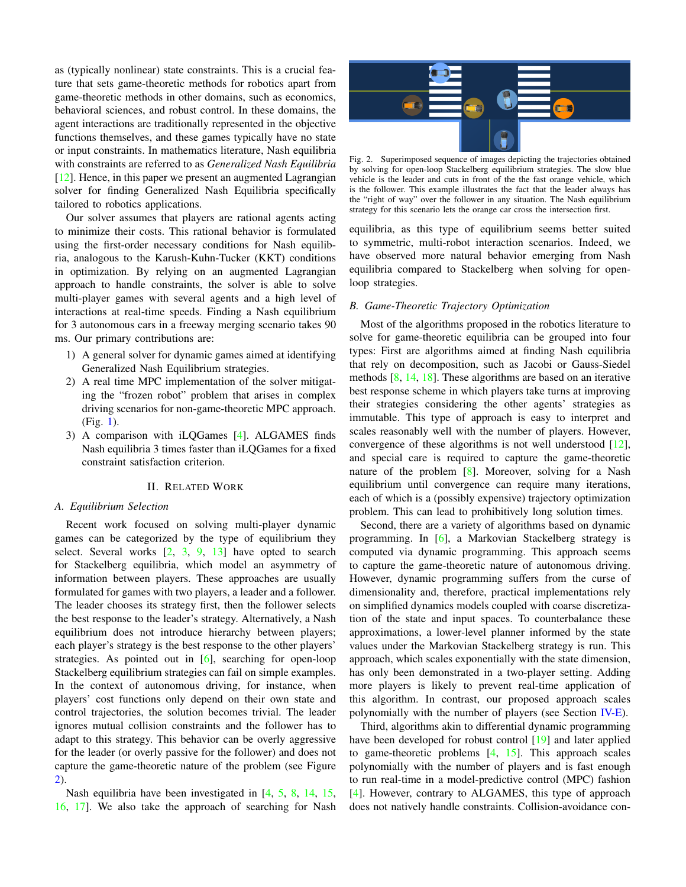as (typically nonlinear) state constraints. This is a crucial feature that sets game-theoretic methods for robotics apart from game-theoretic methods in other domains, such as economics, behavioral sciences, and robust control. In these domains, the agent interactions are traditionally represented in the objective functions themselves, and these games typically have no state or input constraints. In mathematics literature, Nash equilibria with constraints are referred to as *Generalized Nash Equilibria* [12]. Hence, in this paper we present an augmented Lagrangian solver for finding Generalized Nash Equilibria specifically tailored to robotics applications.

Our solver assumes that players are rational agents acting to minimize their costs. This rational behavior is formulated using the first-order necessary conditions for Nash equilibria, analogous to the Karush-Kuhn-Tucker (KKT) conditions in optimization. By relying on an augmented Lagrangian approach to handle constraints, the solver is able to solve multi-player games with several agents and a high level of interactions at real-time speeds. Finding a Nash equilibrium for 3 autonomous cars in a freeway merging scenario takes 90 ms. Our primary contributions are:

1) A general solver for dynamic games aimed at identifying Generalized Nash Equilibrium strategies.
2) A real time MPC implementation of the solver mitigating the "frozen robot" problem that arises in complex driving scenarios for non-game-theoretic MPC approach. (Fig. 1).
3) A comparison with iLQGames [4]. ALGAMES finds Nash equilibria 3 times faster than iLQGames for a fixed constraint satisfaction criterion.

## II. Related Work

### A. Equilibrium Selection

Recent work focused on solving multi-player dynamic games can be categorized by the type of equilibrium they select. Several works [2, 3, 9, 13] have opted to search for Stackelberg equilibria, which model an asymmetry of information between players. These approaches are usually formulated for games with two players, a leader and a follower. The leader chooses its strategy first, then the follower selects the best response to the leader's strategy. Alternatively, a Nash equilibrium does not introduce hierarchy between players; each player's strategy is the best response to the other players' strategies. As pointed out in [6], searching for open-loop Stackelberg equilibrium strategies can fail on simple examples. In the context of autonomous driving, for instance, when players' cost functions only depend on their own state and control trajectories, the solution becomes trivial. The leader ignores mutual collision constraints and the follower has to adapt to this strategy. This behavior can be overly aggressive for the leader (or overly passive for the follower) and does not capture the game-theoretic nature of the problem (see Figure 2).

Fig. 2. Superimposed sequence of images depicting the trajectories obtained by solving for open-loop Stackelberg equilibrium strategies. The slow blue vehicle is the leader and cuts in front of the the fast orange vehicle, which is the follower. This example illustrates the fact that the leader always has the "right of way" over the follower in any situation. The Nash equilibrium strategy for this scenario lets the orange car cross the intersection first.

Nash equilibria have been investigated in [4, 5, 8, 14, 15, 16, 17]. We also take the approach of searching for Nash equilibria, as this type of equilibrium seems better suited to symmetric, multi-robot interaction scenarios. Indeed, we have observed more natural behavior emerging from Nash equilibria compared to Stackelberg when solving for open-loop strategies.

### B. Game-Theoretic Trajectory Optimization

Most of the algorithms proposed in the robotics literature to solve for game-theoretic equilibria can be grouped into four types: First are algorithms aimed at finding Nash equilibria that rely on decomposition, such as Jacobi or Gauss-Siedel methods [8, 14, 18]. These algorithms are based on an iterative best response scheme in which players take turns at improving their strategies considering the other agents' strategies as immutable. This type of approach is easy to interpret and scales reasonably well with the number of players. However, convergence of these algorithms is not well understood [12], and special care is required to capture the game-theoretic nature of the problem [8]. Moreover, solving for a Nash equilibrium until convergence can require many iterations, each of which is a (possibly expensive) trajectory optimization problem. This can lead to prohibitively long solution times.

Second, there are a variety of algorithms based on dynamic programming. In [6], a Markovian Stackelberg strategy is computed via dynamic programming. This approach seems to capture the game-theoretic nature of autonomous driving. However, dynamic programming suffers from the curse of dimensionality and, therefore, practical implementations rely on simplified dynamics models coupled with coarse discretization of the state and input spaces. To counterbalance these approximations, a lower-level planner informed by the state values under the Markovian Stackelberg strategy is run. This approach, which scales exponentially with the state dimension, has only been demonstrated in a two-player setting. Adding more players is likely to prevent real-time application of this algorithm. In contrast, our proposed approach scales polynomially with the number of players (see Section IV-E).

Third, algorithms akin to differential dynamic programming have been developed for robust control [19] and later applied to game-theoretic problems [4, 15]. This approach scales polynomially with the number of players and is fast enough to run real-time in a model-predictive control (MPC) fashion [4]. However, contrary to ALGAMES, this type of approach does not natively handle constraints. Collision-avoidance con-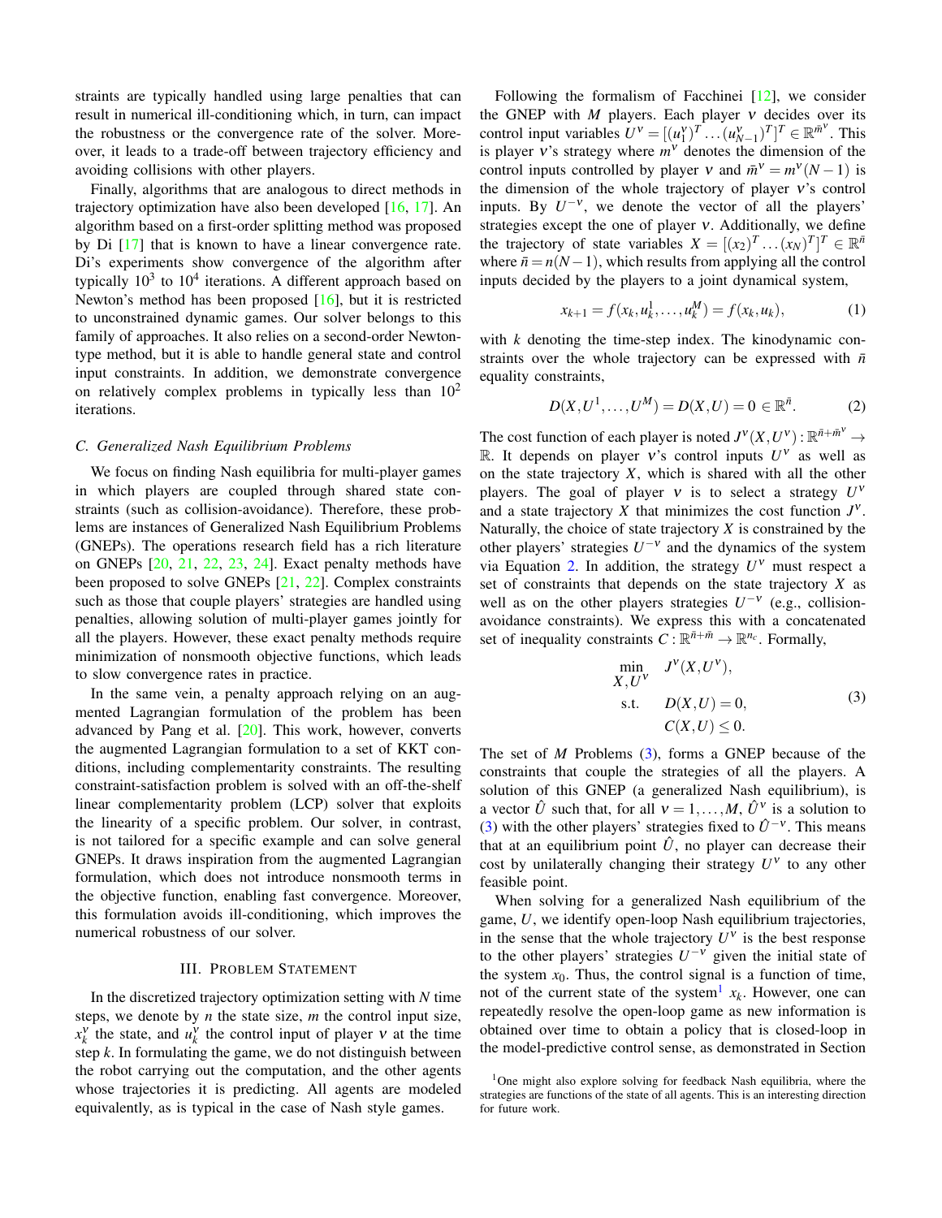straints are typically handled using large penalties that can result in numerical ill-conditioning which, in turn, can impact the robustness or the convergence rate of the solver. Moreover, it leads to a trade-off between trajectory efficiency and avoiding collisions with other players.

Finally, algorithms that are analogous to direct methods in trajectory optimization have also been developed [16, 17]. An algorithm based on a first-order splitting method was proposed by Di [17] that is known to have a linear convergence rate. Di's experiments show convergence of the algorithm after typically $10^3$ to $10^4$ iterations. A different approach based on Newton's method has been proposed [16], but it is restricted to unconstrained dynamic games. Our solver belongs to this family of approaches. It also relies on a second-order Newton-type method, but it is able to handle general state and control input constraints. In addition, we demonstrate convergence on relatively complex problems in typically less than $10^2$ iterations.

### C. Generalized Nash Equilibrium Problems

We focus on finding Nash equilibria for multi-player games in which players are coupled through shared state constraints (such as collision-avoidance). Therefore, these problems are instances of Generalized Nash Equilibrium Problems (GNEPs). The operations research field has a rich literature on GNEPs [20, 21, 22, 23, 24]. Exact penalty methods have been proposed to solve GNEPs [21, 22]. Complex constraints such as those that couple players' strategies are handled using penalties, allowing solution of multi-player games jointly for all the players. However, these exact penalty methods require minimization of nonsmooth objective functions, which leads to slow convergence rates in practice.

In the same vein, a penalty approach relying on an augmented Lagrangian formulation of the problem has been advanced by Pang et al. [20]. This work, however, converts the augmented Lagrangian formulation to a set of KKT conditions, including complementarity constraints. The resulting constraint-satisfaction problem is solved with an off-the-shelf linear complementarity problem (LCP) solver that exploits the linearity of a specific problem. Our solver, in contrast, is not tailored for a specific example and can solve general GNEPs. It draws inspiration from the augmented Lagrangian formulation, which does not introduce nonsmooth terms in the objective function, enabling fast convergence. Moreover, this formulation avoids ill-conditioning, which improves the numerical robustness of our solver.

## III. Problem Statement

In the discretized trajectory optimization setting with $N$ time steps, we denote by $n$ the state size, $m$ the control input size, $x_k^\nu$ the state, and $u_k^\nu$ the control input of player $\nu$ at the time step $k$. In formulating the game, we do not distinguish between the robot carrying out the computation, and the other agents whose trajectories it is predicting. All agents are modeled equivalently, as is typical in the case of Nash style games.

Following the formalism of Facchinei [12], we consider the GNEP with $M$ players. Each player $\nu$ decides over its control input variables $U^\nu = [(u_1^\nu)^T \dots (u_{N-1}^\nu)^T]^T \in \mathbb{R}^{\bar{m}^\nu}$. This is player $\nu$'s strategy where $m^\nu$ denotes the dimension of the control inputs controlled by player $\nu$ and $\bar{m}^\nu = m^\nu(N-1)$ is the dimension of the whole trajectory of player $\nu$'s control inputs. By $U^{-\nu}$, we denote the vector of all the players' strategies except the one of player $\nu$. Additionally, we define the trajectory of state variables $X = [(x_2)^T \dots (x_N)^T]^T \in \mathbb{R}^{\bar{n}}$ where $\bar{n} = n(N-1)$, which results from applying all the control inputs decided by the players to a joint dynamical system,

$$x_{k+1} = f(x_k, u_k^1, \dots, u_k^M) = f(x_k, u_k), \tag{1}$$

with $k$ denoting the time-step index. The kinodynamic constraints over the whole trajectory can be expressed with $\bar{n}$ equality constraints,

$$D(X, U^1, \dots, U^M) = D(X, U) = 0 \in \mathbb{R}^{\bar{n}}. \tag{2}$$

The cost function of each player is noted $J^\nu(X, U^\nu) : \mathbb{R}^{\bar{n}+\bar{m}^\nu} \to \mathbb{R}$. It depends on player $\nu$'s control inputs $U^\nu$ as well as on the state trajectory $X$, which is shared with all the other players. The goal of player $\nu$ is to select a strategy $U^\nu$ and a state trajectory $X$ that minimizes the cost function $J^\nu$. Naturally, the choice of state trajectory $X$ is constrained by the other players' strategies $U^{-\nu}$ and the dynamics of the system via Equation 2. In addition, the strategy $U^\nu$ must respect a set of constraints that depends on the state trajectory $X$ as well as on the other players strategies $U^{-\nu}$ (e.g., collision-avoidance constraints). We express this with a concatenated set of inequality constraints $C : \mathbb{R}^{\bar{n}+\bar{m}} \to \mathbb{R}^{n_c}$. Formally,

$$\begin{aligned}
\min_{X, U^\nu} \quad & J^\nu(X, U^\nu), \\
\text{s.t.} \quad & D(X, U) = 0, \\
& C(X, U) \leq 0.
\end{aligned} \tag{3}$$

The set of $M$ Problems (3), forms a GNEP because of the constraints that couple the strategies of all the players. A solution of this GNEP (a generalized Nash equilibrium), is a vector $\hat{U}$ such that, for all $\nu = 1, \dots, M$, $\hat{U}^\nu$ is a solution to (3) with the other players' strategies fixed to $\hat{U}^{-\nu}$. This means that at an equilibrium point $\hat{U}$, no player can decrease their cost by unilaterally changing their strategy $U^\nu$ to any other feasible point.

When solving for a generalized Nash equilibrium of the game, $U$, we identify open-loop Nash equilibrium trajectories, in the sense that the whole trajectory $U^\nu$ is the best response to the other players' strategies $U^{-\nu}$ given the initial state of the system $x_0$. Thus, the control signal is a function of time, not of the current state of the system[1] $x_k$. However, one can repeatedly resolve the open-loop game as new information is obtained over time to obtain a policy that is closed-loop in the model-predictive control sense, as demonstrated in Section

[1] One might also explore solving for feedback Nash equilibria, where the strategies are functions of the state of all agents. This is an interesting direction for future work.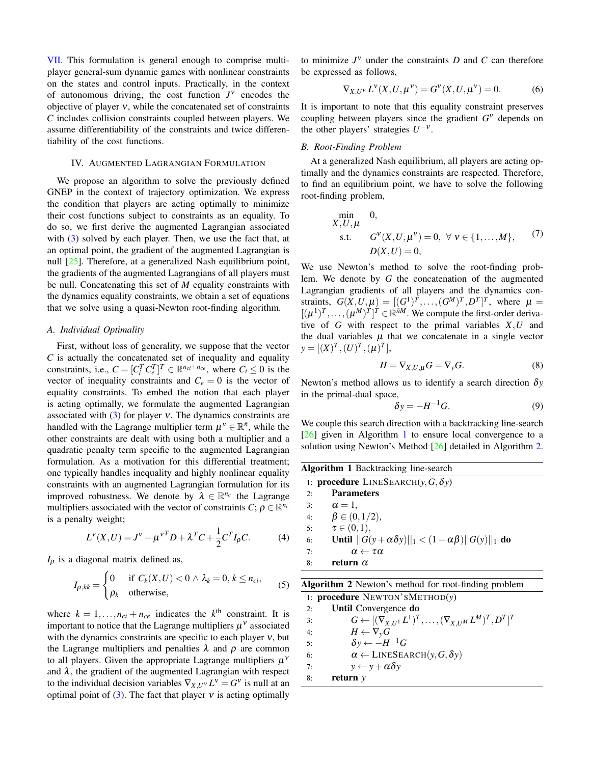VII. This formulation is general enough to comprise multi-player general-sum dynamic games with nonlinear constraints on the states and control inputs. Practically, in the context of autonomous driving, the cost function $J^\nu$ encodes the objective of player $\nu$, while the concatenated set of constraints $C$ includes collision constraints coupled between players. We assume differentiability of the constraints and twice differentiability of the cost functions.

## IV. Augmented Lagrangian Formulation

We propose an algorithm to solve the previously defined GNEP in the context of trajectory optimization. We express the condition that players are acting optimally to minimize their cost functions subject to constraints as an equality. To do so, we first derive the augmented Lagrangian associated with (3) solved by each player. Then, we use the fact that, at an optimal point, the gradient of the augmented Lagrangian is null [25]. Therefore, at a generalized Nash equilibrium point, the gradients of the augmented Lagrangians of all players must be null. Concatenating this set of $M$ equality constraints with the dynamics equality constraints, we obtain a set of equations that we solve using a quasi-Newton root-finding algorithm.

### A. Individual Optimality

First, without loss of generality, we suppose that the vector $C$ is actually the concatenated set of inequality and equality constraints, i.e., $C = [C_i^T \, C_e^T]^T \in \mathbb{R}^{n_{ci}+n_{ce}}$, where $C_i \leq 0$ is the vector of inequality constraints and $C_e = 0$ is the vector of equality constraints. To embed the notion that each player is acting optimally, we formulate the augmented Lagrangian associated with (3) for player $\nu$. The dynamics constraints are handled with the Lagrange multiplier term $\mu^\nu \in \mathbb{R}^{\bar{n}}$, while the other constraints are dealt with using both a multiplier and a quadratic penalty term specific to the augmented Lagrangian formulation. As a motivation for this differential treatment; one typically handles inequality and highly nonlinear equality constraints with an augmented Lagrangian formulation for its improved robustness. We denote by $\lambda \in \mathbb{R}^{n_c}$ the Lagrange multipliers associated with the vector of constraints $C$; $\rho \in \mathbb{R}^{n_c}$ is a penalty weight;

$$L^\nu(X,U) = J^\nu + {\mu^\nu}^T D + \lambda^T C + \frac{1}{2} C^T I_\rho C. \tag{4}$$

$I_\rho$ is a diagonal matrix defined as,

$$I_{\rho,kk} = \begin{cases} 0 & \text{if } C_k(X,U) < 0 \land \lambda_k = 0, k \leq n_{ci}, \\ \rho_k & \text{otherwise,} \end{cases} \tag{5}$$

where $k = 1, \ldots, n_{ci} + n_{ce}$ indicates the $k^{\text{th}}$ constraint. It is important to notice that the Lagrange multipliers $\mu^\nu$ associated with the dynamics constraints are specific to each player $\nu$, but the Lagrange multipliers and penalties $\lambda$ and $\rho$ are common to all players. Given the appropriate Lagrange multipliers $\mu^\nu$ and $\lambda$, the gradient of the augmented Lagrangian with respect to the individual decision variables $\nabla_{X,U^\nu} L^\nu = G^\nu$ is null at an optimal point of (3). The fact that player $\nu$ is acting optimally to minimize $J^\nu$ under the constraints $D$ and $C$ can therefore be expressed as follows,

$$\nabla_{X,U^\nu} L^\nu(X,U,\mu^\nu) = G^\nu(X,U,\mu^\nu) = 0. \tag{6}$$

It is important to note that this equality constraint preserves coupling between players since the gradient $G^\nu$ depends on the other players' strategies $U^{-\nu}$.

### B. Root-Finding Problem

At a generalized Nash equilibrium, all players are acting optimally and the dynamics constraints are respected. Therefore, to find an equilibrium point, we have to solve the following root-finding problem,

$$\begin{aligned} \min_{X,U,\mu} \quad & 0, \\ \text{s.t.} \quad & G^\nu(X,U,\mu^\nu) = 0, \ \forall \ \nu \in \{1,\ldots,M\}, \\ & D(X,U) = 0, \end{aligned} \tag{7}$$

We use Newton's method to solve the root-finding problem. We denote by $G$ the concatenation of the augmented Lagrangian gradients of all players and the dynamics constraints, $G(X,U,\mu) = [(G^1)^T, \ldots, (G^M)^T, D^T]^T$, where $\mu = [(\mu^1)^T, \ldots, (\mu^M)^T]^T \in \mathbb{R}^{\bar{n}M}$. We compute the first-order derivative of $G$ with respect to the primal variables $X,U$ and the dual variables $\mu$ that we concatenate in a single vector $y = [(X)^T, (U)^T, (\mu)^T]$,

$$H = \nabla_{X,U,\mu} G = \nabla_y G. \tag{8}$$

Newton's method allows us to identify a search direction $\delta y$ in the primal-dual space,

$$\delta y = -H^{-1} G. \tag{9}$$

We couple this search direction with a backtracking line-search [26] given in Algorithm 1 to ensure local convergence to a solution using Newton's Method [26] detailed in Algorithm 2.

**Algorithm 1** Backtracking line-search

```
1: procedure LINESEARCH(y, G, δy)
2:     Parameters
3:     α = 1,
4:     β ∈ (0, 1/2),
5:     τ ∈ (0, 1),
6:     Until ||G(y + αδy)||_1 < (1 − αβ)||G(y)||_1 do
7:         α ← τα
8:     return α
```

**Algorithm 2** Newton's method for root-finding problem

```
1: procedure NEWTON'SMETHOD(y)
2:     Until Convergence do
3:         G ← [(∇_{X,U^1} L^1)^T, ..., (∇_{X,U^M} L^M)^T, D^T]^T
4:         H ← ∇_y G
5:         δy ← −H^{-1} G
6:         α ← LINESEARCH(y, G, δy)
7:         y ← y + αδy
8:     return y
```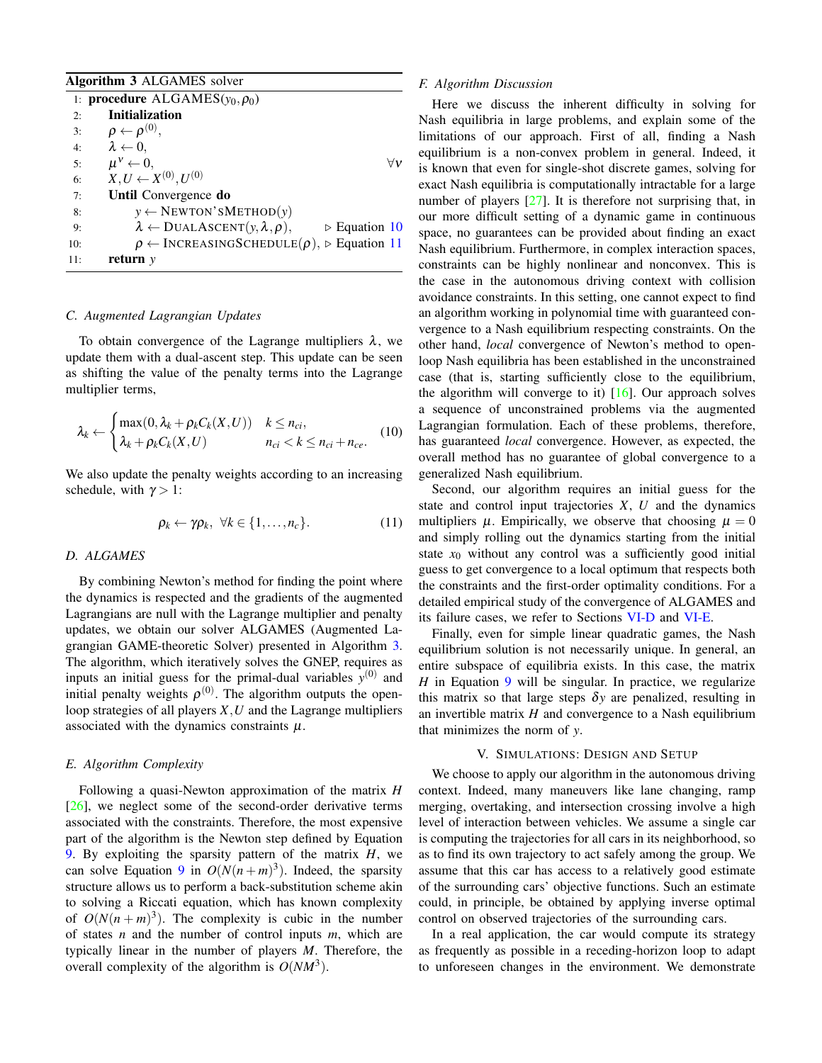**Algorithm 3** ALGAMES solver

```
1:  procedure ALGAMES(y_0, ρ_0)
2:      Initialization
3:      ρ ← ρ^(0),
4:      λ ← 0,
5:      μ^ν ← 0,                                    ∀ν
6:      X, U ← X^(0), U^(0)
7:      Until Convergence do
8:          y ← NEWTON'SMETHOD(y)
9:          λ ← DUALASCENT(y, λ, ρ),         ▷ Equation 10
10:         ρ ← INCREASINGSCHEDULE(ρ),  ▷ Equation 11
11:     return y
```

### C. Augmented Lagrangian Updates

To obtain convergence of the Lagrange multipliers $\lambda$, we update them with a dual-ascent step. This update can be seen as shifting the value of the penalty terms into the Lagrange multiplier terms,

$$\lambda_k \leftarrow \begin{cases} \max(0, \lambda_k + \rho_k C_k(X,U)) & k \leq n_{ci}, \\ \lambda_k + \rho_k C_k(X,U) & n_{ci} < k \leq n_{ci} + n_{ce}. \end{cases} \tag{10}$$

We also update the penalty weights according to an increasing schedule, with $\gamma > 1$:

$$\rho_k \leftarrow \gamma \rho_k, \ \forall k \in \{1, \ldots, n_c\}. \tag{11}$$

### D. ALGAMES

By combining Newton's method for finding the point where the dynamics is respected and the gradients of the augmented Lagrangians are null with the Lagrange multiplier and penalty updates, we obtain our solver ALGAMES (Augmented Lagrangian GAME-theoretic Solver) presented in Algorithm 3. The algorithm, which iteratively solves the GNEP, requires as inputs an initial guess for the primal-dual variables $y^{(0)}$ and initial penalty weights $\rho^{(0)}$. The algorithm outputs the open-loop strategies of all players $X, U$ and the Lagrange multipliers associated with the dynamics constraints $\mu$.

### E. Algorithm Complexity

Following a quasi-Newton approximation of the matrix $H$ [26], we neglect some of the second-order derivative terms associated with the constraints. Therefore, the most expensive part of the algorithm is the Newton step defined by Equation 9. By exploiting the sparsity pattern of the matrix $H$, we can solve Equation 9 in $O(N(n+m)^3)$. Indeed, the sparsity structure allows us to perform a back-substitution scheme akin to solving a Riccati equation, which has known complexity of $O(N(n+m)^3)$. The complexity is cubic in the number of states $n$ and the number of control inputs $m$, which are typically linear in the number of players $M$. Therefore, the overall complexity of the algorithm is $O(NM^3)$.

### F. Algorithm Discussion

Here we discuss the inherent difficulty in solving for Nash equilibria in large problems, and explain some of the limitations of our approach. First of all, finding a Nash equilibrium is a non-convex problem in general. Indeed, it is known that even for single-shot discrete games, solving for exact Nash equilibria is computationally intractable for a large number of players [27]. It is therefore not surprising that, in our more difficult setting of a dynamic game in continuous space, no guarantees can be provided about finding an exact Nash equilibrium. Furthermore, in complex interaction spaces, constraints can be highly nonlinear and nonconvex. This is the case in the autonomous driving context with collision avoidance constraints. In this setting, one cannot expect to find an algorithm working in polynomial time with guaranteed convergence to a Nash equilibrium respecting constraints. On the other hand, *local* convergence of Newton's method to open-loop Nash equilibria has been established in the unconstrained case (that is, starting sufficiently close to the equilibrium, the algorithm will converge to it) [16]. Our approach solves a sequence of unconstrained problems via the augmented Lagrangian formulation. Each of these problems, therefore, has guaranteed *local* convergence. However, as expected, the overall method has no guarantee of global convergence to a generalized Nash equilibrium.

Second, our algorithm requires an initial guess for the state and control input trajectories $X$, $U$ and the dynamics multipliers $\mu$. Empirically, we observe that choosing $\mu = 0$ and simply rolling out the dynamics starting from the initial state $x_0$ without any control was a sufficiently good initial guess to get convergence to a local optimum that respects both the constraints and the first-order optimality conditions. For a detailed empirical study of the convergence of ALGAMES and its failure cases, we refer to Sections VI-D and VI-E.

Finally, even for simple linear quadratic games, the Nash equilibrium solution is not necessarily unique. In general, an entire subspace of equilibria exists. In this case, the matrix $H$ in Equation 9 will be singular. In practice, we regularize this matrix so that large steps $\delta y$ are penalized, resulting in an invertible matrix $H$ and convergence to a Nash equilibrium that minimizes the norm of $y$.

## V. Simulations: Design and Setup

We choose to apply our algorithm in the autonomous driving context. Indeed, many maneuvers like lane changing, ramp merging, overtaking, and intersection crossing involve a high level of interaction between vehicles. We assume a single car is computing the trajectories for all cars in its neighborhood, so as to find its own trajectory to act safely among the group. We assume that this car has access to a relatively good estimate of the surrounding cars' objective functions. Such an estimate could, in principle, be obtained by applying inverse optimal control on observed trajectories of the surrounding cars.

In a real application, the car would compute its strategy as frequently as possible in a receding-horizon loop to adapt to unforeseen changes in the environment. We demonstrate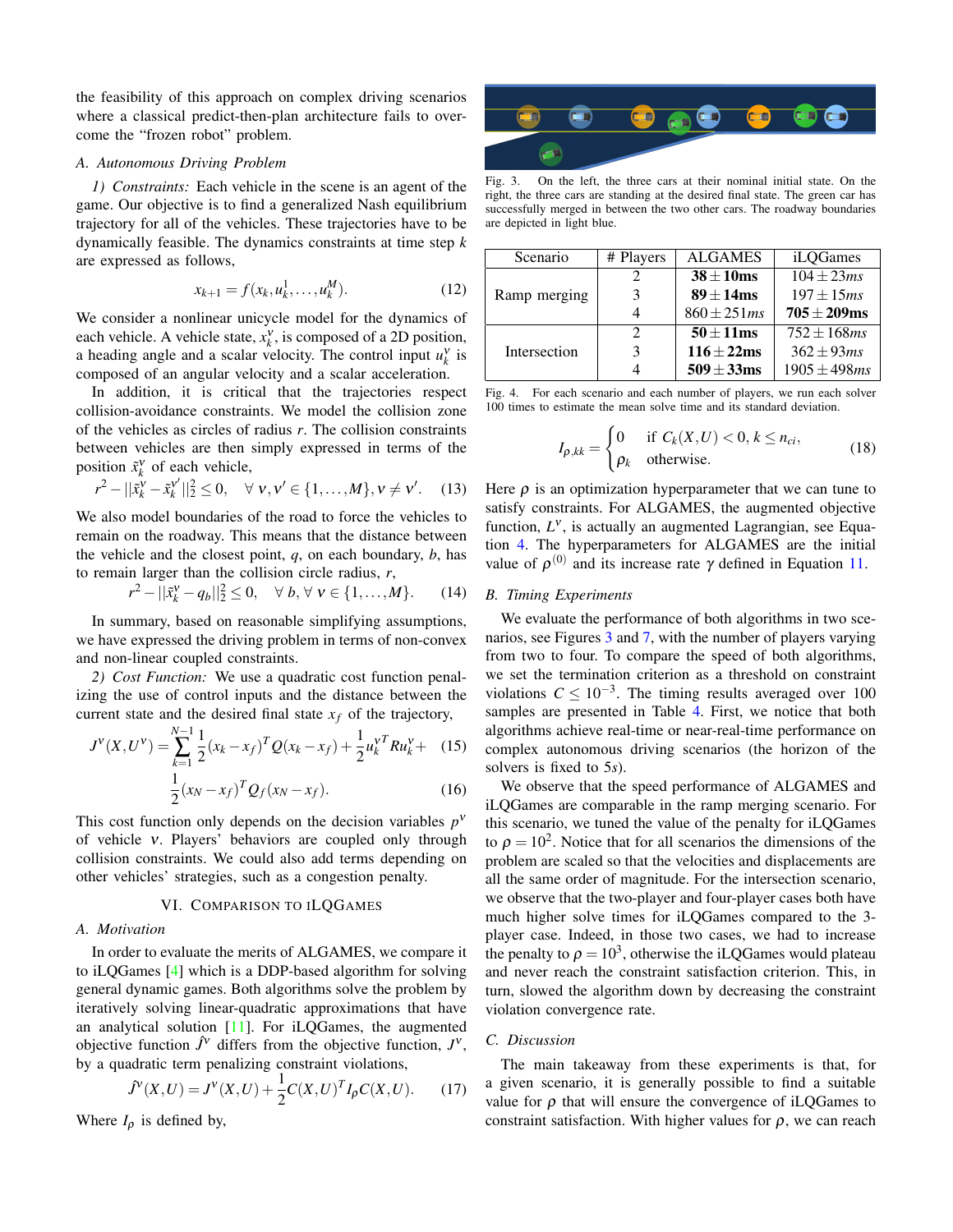the feasibility of this approach on complex driving scenarios where a classical predict-then-plan architecture fails to overcome the "frozen robot" problem.

### A. Autonomous Driving Problem

*1) Constraints:* Each vehicle in the scene is an agent of the game. Our objective is to find a generalized Nash equilibrium trajectory for all of the vehicles. These trajectories have to be dynamically feasible. The dynamics constraints at time step $k$ are expressed as follows,

$$x_{k+1} = f(x_k, u_k^1, \ldots, u_k^M). \tag{12}$$

We consider a nonlinear unicycle model for the dynamics of each vehicle. A vehicle state, $x_k^\nu$, is composed of a 2D position, a heading angle and a scalar velocity. The control input $u_k^\nu$ is composed of an angular velocity and a scalar acceleration.

In addition, it is critical that the trajectories respect collision-avoidance constraints. We model the collision zone of the vehicles as circles of radius $r$. The collision constraints between vehicles are then simply expressed in terms of the position $\tilde{x}_k^\nu$ of each vehicle,

$$r^2 - \|\tilde{x}_k^\nu - \tilde{x}_k^{\nu'}\|_2^2 \leq 0, \quad \forall\, \nu, \nu' \in \{1, \ldots, M\}, \nu \neq \nu'. \tag{13}$$

We also model boundaries of the road to force the vehicles to remain on the roadway. This means that the distance between the vehicle and the closest point, $q$, on each boundary, $b$, has to remain larger than the collision circle radius, $r$,

$$r^2 - \|\tilde{x}_k^\nu - q_b\|_2^2 \leq 0, \quad \forall\, b, \forall\, \nu \in \{1, \ldots, M\}. \tag{14}$$

In summary, based on reasonable simplifying assumptions, we have expressed the driving problem in terms of non-convex and non-linear coupled constraints.

*2) Cost Function:* We use a quadratic cost function penalizing the use of control inputs and the distance between the current state and the desired final state $x_f$ of the trajectory,

$$J^\nu(X, U^\nu) = \sum_{k=1}^{N-1} \frac{1}{2}(x_k - x_f)^T Q (x_k - x_f) + \frac{1}{2} u_k^{\nu T} R u_k^\nu + \tag{15}$$

$$\frac{1}{2}(x_N - x_f)^T Q_f (x_N - x_f). \tag{16}$$

This cost function only depends on the decision variables $p^\nu$ of vehicle $\nu$. Players' behaviors are coupled only through collision constraints. We could also add terms depending on other vehicles' strategies, such as a congestion penalty.

## VI. Comparison to iLQGames

### A. Motivation

In order to evaluate the merits of ALGAMES, we compare it to iLQGames [4] which is a DDP-based algorithm for solving general dynamic games. Both algorithms solve the problem by iteratively solving linear-quadratic approximations that have an analytical solution [11]. For iLQGames, the augmented objective function $\hat{J}^\nu$ differs from the objective function, $J^\nu$, by a quadratic term penalizing constraint violations,

$$\hat{J}^\nu(X, U) = J^\nu(X, U) + \frac{1}{2} C(X, U)^T I_\rho C(X, U). \tag{17}$$

Where $I_\rho$ is defined by,

Fig. 3. On the left, the three cars at their nominal initial state. On the right, the three cars are standing at the desired final state. The green car has successfully merged in between the two other cars. The roadway boundaries are depicted in light blue.

| Scenario | # Players | ALGAMES | iLQGames |
|---|---|---|---|
| Ramp merging | 2 | **38 ± 10ms** | $104 \pm 23ms$ |
| | 3 | **89 ± 14ms** | $197 \pm 15ms$ |
| | 4 | $860 \pm 251ms$ | **705 ± 209ms** |
| Intersection | 2 | **50 ± 11ms** | $752 \pm 168ms$ |
| | 3 | **116 ± 22ms** | $362 \pm 93ms$ |
| | 4 | **509 ± 33ms** | $1905 \pm 498ms$ |

Fig. 4. For each scenario and each number of players, we run each solver 100 times to estimate the mean solve time and its standard deviation.

$$I_{\rho,kk} = \begin{cases} 0 & \text{if } C_k(X,U) < 0,\, k \leq n_{ci}, \\ \rho_k & \text{otherwise.} \end{cases} \tag{18}$$

Here $\rho$ is an optimization hyperparameter that we can tune to satisfy constraints. For ALGAMES, the augmented objective function, $L^\nu$, is actually an augmented Lagrangian, see Equation 4. The hyperparameters for ALGAMES are the initial value of $\rho^{(0)}$ and its increase rate $\gamma$ defined in Equation 11.

### B. Timing Experiments

We evaluate the performance of both algorithms in two scenarios, see Figures 3 and 7, with the number of players varying from two to four. To compare the speed of both algorithms, we set the termination criterion as a threshold on constraint violations $C \leq 10^{-3}$. The timing results averaged over 100 samples are presented in Table 4. First, we notice that both algorithms achieve real-time or near-real-time performance on complex autonomous driving scenarios (the horizon of the solvers is fixed to $5s$).

We observe that the speed performance of ALGAMES and iLQGames are comparable in the ramp merging scenario. For this scenario, we tuned the value of the penalty for iLQGames to $\rho = 10^2$. Notice that for all scenarios the dimensions of the problem are scaled so that the velocities and displacements are all the same order of magnitude. For the intersection scenario, we observe that the two-player and four-player cases both have much higher solve times for iLQGames compared to the 3-player case. Indeed, in those two cases, we had to increase the penalty to $\rho = 10^3$, otherwise the iLQGames would plateau and never reach the constraint satisfaction criterion. This, in turn, slowed the algorithm down by decreasing the constraint violation convergence rate.

### C. Discussion

The main takeaway from these experiments is that, for a given scenario, it is generally possible to find a suitable value for $\rho$ that will ensure the convergence of iLQGames to constraint satisfaction. With higher values for $\rho$, we can reach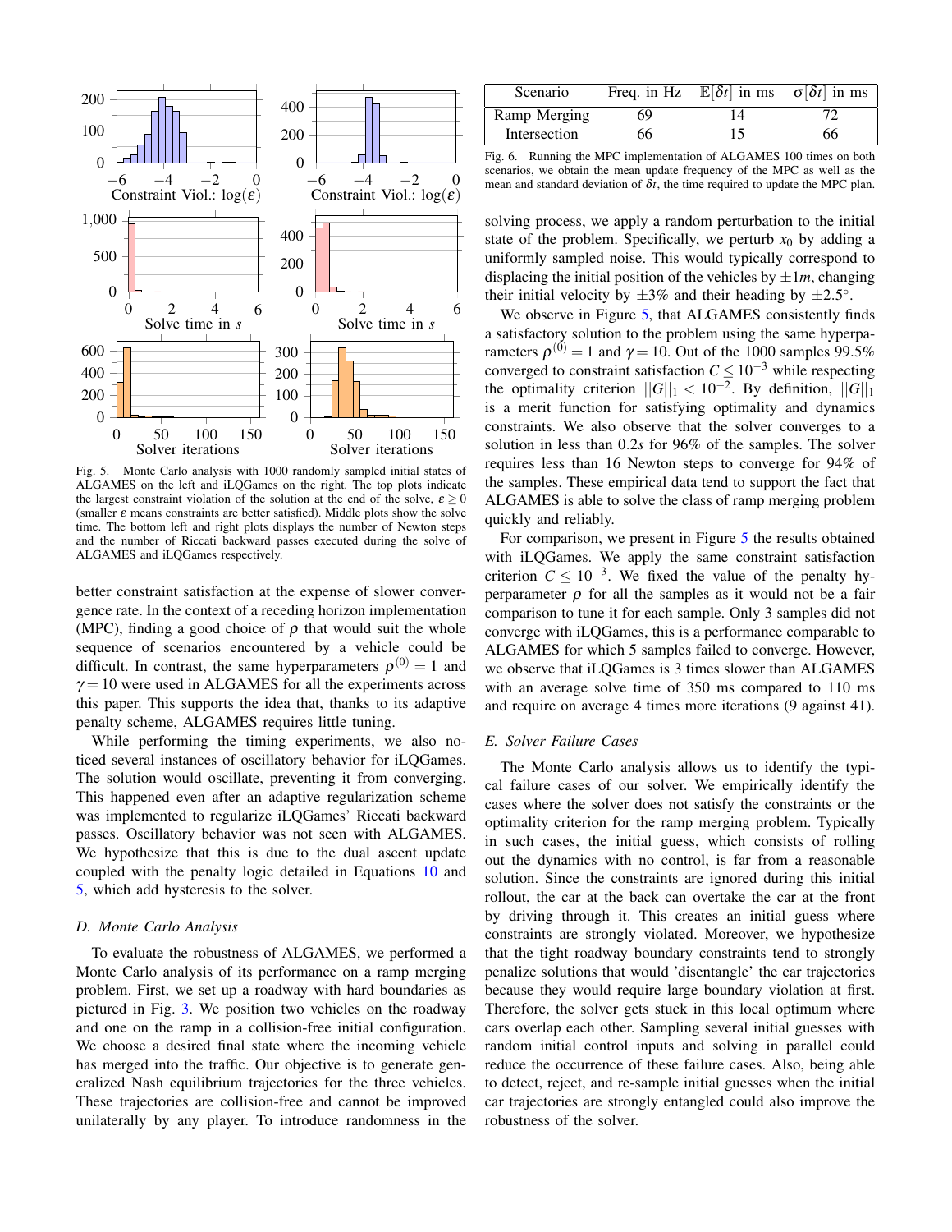Fig. 5. Monte Carlo analysis with 1000 randomly sampled initial states of ALGAMES on the left and iLQGames on the right. The top plots indicate the largest constraint violation of the solution at the end of the solve, $\varepsilon \geq 0$ (smaller $\varepsilon$ means constraints are better satisfied). Middle plots show the solve time. The bottom left and right plots displays the number of Newton steps and the number of Riccati backward passes executed during the solve of ALGAMES and iLQGames respectively.

better constraint satisfaction at the expense of slower convergence rate. In the context of a receding horizon implementation (MPC), finding a good choice of $\rho$ that would suit the whole sequence of scenarios encountered by a vehicle could be difficult. In contrast, the same hyperparameters $\rho^{(0)} = 1$ and $\gamma = 10$ were used in ALGAMES for all the experiments across this paper. This supports the idea that, thanks to its adaptive penalty scheme, ALGAMES requires little tuning.

While performing the timing experiments, we also noticed several instances of oscillatory behavior for iLQGames. The solution would oscillate, preventing it from converging. This happened even after an adaptive regularization scheme was implemented to regularize iLQGames' Riccati backward passes. Oscillatory behavior was not seen with ALGAMES. We hypothesize that this is due to the dual ascent update coupled with the penalty logic detailed in Equations 10 and 5, which add hysteresis to the solver.

### D. Monte Carlo Analysis

To evaluate the robustness of ALGAMES, we performed a Monte Carlo analysis of its performance on a ramp merging problem. First, we set up a roadway with hard boundaries as pictured in Fig. 3. We position two vehicles on the roadway and one on the ramp in a collision-free initial configuration. We choose a desired final state where the incoming vehicle has merged into the traffic. Our objective is to generate generalized Nash equilibrium trajectories for the three vehicles. These trajectories are collision-free and cannot be improved unilaterally by any player. To introduce randomness in the solving process, we apply a random perturbation to the initial state of the problem. Specifically, we perturb $x_0$ by adding a uniformly sampled noise. This would typically correspond to displacing the initial position of the vehicles by $\pm 1m$, changing their initial velocity by $\pm 3\%$ and their heading by $\pm 2.5°$.

We observe in Figure 5, that ALGAMES consistently finds a satisfactory solution to the problem using the same hyperparameters $\rho^{(0)} = 1$ and $\gamma = 10$. Out of the 1000 samples 99.5% converged to constraint satisfaction $C \leq 10^{-3}$ while respecting the optimality criterion $||G||_1 < 10^{-2}$. By definition, $||G||_1$ is a merit function for satisfying optimality and dynamics constraints. We also observe that the solver converges to a solution in less than $0.2s$ for 96% of the samples. The solver requires less than 16 Newton steps to converge for 94% of the samples. These empirical data tend to support the fact that ALGAMES is able to solve the class of ramp merging problem quickly and reliably.

For comparison, we present in Figure 5 the results obtained with iLQGames. We apply the same constraint satisfaction criterion $C \leq 10^{-3}$. We fixed the value of the penalty hyperparameter $\rho$ for all the samples as it would not be a fair comparison to tune it for each sample. Only 3 samples did not converge with iLQGames, this is a performance comparable to ALGAMES for which 5 samples failed to converge. However, we observe that iLQGames is 3 times slower than ALGAMES with an average solve time of 350 ms compared to 110 ms and require on average 4 times more iterations (9 against 41).

| Scenario | Freq. in Hz | $\mathbb{E}[\delta t]$ in ms | $\sigma[\delta t]$ in ms |
|---|---|---|---|
| Ramp Merging | 69 | 14 | 72 |
| Intersection | 66 | 15 | 66 |

Fig. 6. Running the MPC implementation of ALGAMES 100 times on both scenarios, we obtain the mean update frequency of the MPC as well as the mean and standard deviation of $\delta t$, the time required to update the MPC plan.

### E. Solver Failure Cases

The Monte Carlo analysis allows us to identify the typical failure cases of our solver. We empirically identify the cases where the solver does not satisfy the constraints or the optimality criterion for the ramp merging problem. Typically in such cases, the initial guess, which consists of rolling out the dynamics with no control, is far from a reasonable solution. Since the constraints are ignored during this initial rollout, the car at the back can overtake the car at the front by driving through it. This creates an initial guess where constraints are strongly violated. Moreover, we hypothesize that the tight roadway boundary constraints tend to strongly penalize solutions that would 'disentangle' the car trajectories because they would require large boundary violation at first. Therefore, the solver gets stuck in this local optimum where cars overlap each other. Sampling several initial guesses with random initial control inputs and solving in parallel could reduce the occurrence of these failure cases. Also, being able to detect, reject, and re-sample initial guesses when the initial car trajectories are strongly entangled could also improve the robustness of the solver.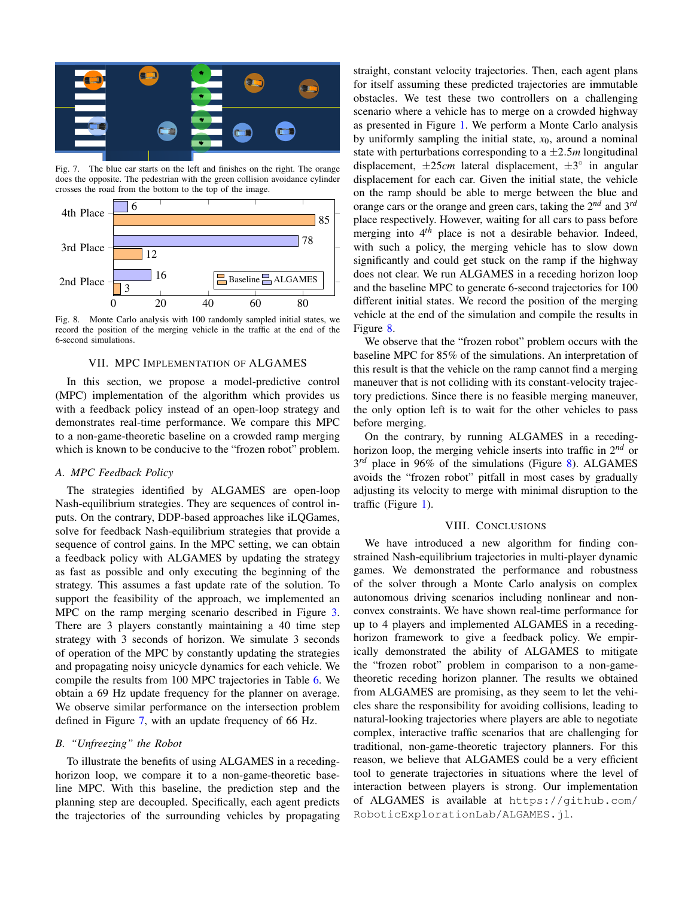Fig. 7. The blue car starts on the left and finishes on the right. The orange does the opposite. The pedestrian with the green collision avoidance cylinder crosses the road from the bottom to the top of the image.

Fig. 8. Monte Carlo analysis with 100 randomly sampled initial states, we record the position of the merging vehicle in the traffic at the end of the 6-second simulations.

## VII. MPC Implementation of ALGAMES

In this section, we propose a model-predictive control (MPC) implementation of the algorithm which provides us with a feedback policy instead of an open-loop strategy and demonstrates real-time performance. We compare this MPC to a non-game-theoretic baseline on a crowded ramp merging which is known to be conducive to the "frozen robot" problem.

### A. MPC Feedback Policy

The strategies identified by ALGAMES are open-loop Nash-equilibrium strategies. They are sequences of control inputs. On the contrary, DDP-based approaches like iLQGames, solve for feedback Nash-equilibrium strategies that provide a sequence of control gains. In the MPC setting, we can obtain a feedback policy with ALGAMES by updating the strategy as fast as possible and only executing the beginning of the strategy. This assumes a fast update rate of the solution. To support the feasibility of the approach, we implemented an MPC on the ramp merging scenario described in Figure 3. There are 3 players constantly maintaining a 40 time step strategy with 3 seconds of horizon. We simulate 3 seconds of operation of the MPC by constantly updating the strategies and propagating noisy unicycle dynamics for each vehicle. We compile the results from 100 MPC trajectories in Table 6. We obtain a 69 Hz update frequency for the planner on average. We observe similar performance on the intersection problem defined in Figure 7, with an update frequency of 66 Hz.

### B. "Unfreezing" the Robot

To illustrate the benefits of using ALGAMES in a receding-horizon loop, we compare it to a non-game-theoretic baseline MPC. With this baseline, the prediction step and the planning step are decoupled. Specifically, each agent predicts the trajectories of the surrounding vehicles by propagating straight, constant velocity trajectories. Then, each agent plans for itself assuming these predicted trajectories are immutable obstacles. We test these two controllers on a challenging scenario where a vehicle has to merge on a crowded highway as presented in Figure 1. We perform a Monte Carlo analysis by uniformly sampling the initial state, $x_0$, around a nominal state with perturbations corresponding to a $\pm 2.5m$ longitudinal displacement, $\pm 25cm$ lateral displacement, $\pm 3^\circ$ in angular displacement for each car. Given the initial state, the vehicle on the ramp should be able to merge between the blue and orange cars or the orange and green cars, taking the $2^{nd}$ and $3^{rd}$ place respectively. However, waiting for all cars to pass before merging into $4^{th}$ place is not a desirable behavior. Indeed, with such a policy, the merging vehicle has to slow down significantly and could get stuck on the ramp if the highway does not clear. We run ALGAMES in a receding horizon loop and the baseline MPC to generate 6-second trajectories for 100 different initial states. We record the position of the merging vehicle at the end of the simulation and compile the results in Figure 8.

We observe that the "frozen robot" problem occurs with the baseline MPC for 85% of the simulations. An interpretation of this result is that the vehicle on the ramp cannot find a merging maneuver that is not colliding with its constant-velocity trajectory predictions. Since there is no feasible merging maneuver, the only option left is to wait for the other vehicles to pass before merging.

On the contrary, by running ALGAMES in a receding-horizon loop, the merging vehicle inserts into traffic in $2^{nd}$ or $3^{rd}$ place in 96% of the simulations (Figure 8). ALGAMES avoids the "frozen robot" pitfall in most cases by gradually adjusting its velocity to merge with minimal disruption to the traffic (Figure 1).

## VIII. Conclusions

We have introduced a new algorithm for finding constrained Nash-equilibrium trajectories in multi-player dynamic games. We demonstrated the performance and robustness of the solver through a Monte Carlo analysis on complex autonomous driving scenarios including nonlinear and non-convex constraints. We have shown real-time performance for up to 4 players and implemented ALGAMES in a receding-horizon framework to give a feedback policy. We empirically demonstrated the ability of ALGAMES to mitigate the "frozen robot" problem in comparison to a non-game-theoretic receding horizon planner. The results we obtained from ALGAMES are promising, as they seem to let the vehicles share the responsibility for avoiding collisions, leading to natural-looking trajectories where players are able to negotiate complex, interactive traffic scenarios that are challenging for traditional, non-game-theoretic trajectory planners. For this reason, we believe that ALGAMES could be a very efficient tool to generate trajectories in situations where the level of interaction between players is strong. Our implementation of ALGAMES is available at https://github.com/RoboticExplorationLab/ALGAMES.jl.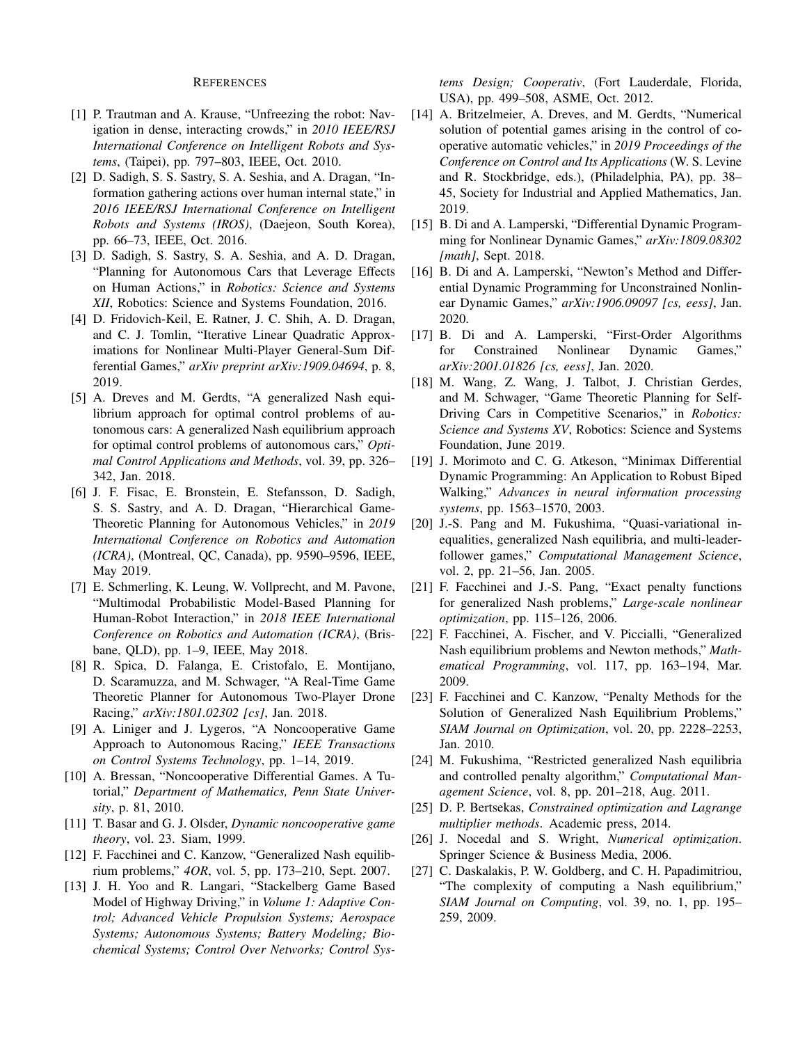## References

[1] P. Trautman and A. Krause, "Unfreezing the robot: Navigation in dense, interacting crowds," in *2010 IEEE/RSJ International Conference on Intelligent Robots and Systems*, (Taipei), pp. 797–803, IEEE, Oct. 2010.

[2] D. Sadigh, S. S. Sastry, S. A. Seshia, and A. Dragan, "Information gathering actions over human internal state," in *2016 IEEE/RSJ International Conference on Intelligent Robots and Systems (IROS)*, (Daejeon, South Korea), pp. 66–73, IEEE, Oct. 2016.

[3] D. Sadigh, S. Sastry, S. A. Seshia, and A. D. Dragan, "Planning for Autonomous Cars that Leverage Effects on Human Actions," in *Robotics: Science and Systems XII*, Robotics: Science and Systems Foundation, 2016.

[4] D. Fridovich-Keil, E. Ratner, J. C. Shih, A. D. Dragan, and C. J. Tomlin, "Iterative Linear Quadratic Approximations for Nonlinear Multi-Player General-Sum Differential Games," *arXiv preprint arXiv:1909.04694*, p. 8, 2019.

[5] A. Dreves and M. Gerdts, "A generalized Nash equilibrium approach for optimal control problems of autonomous cars: A generalized Nash equilibrium approach for optimal control problems of autonomous cars," *Optimal Control Applications and Methods*, vol. 39, pp. 326–342, Jan. 2018.

[6] J. F. Fisac, E. Bronstein, E. Stefansson, D. Sadigh, S. S. Sastry, and A. D. Dragan, "Hierarchical Game-Theoretic Planning for Autonomous Vehicles," in *2019 International Conference on Robotics and Automation (ICRA)*, (Montreal, QC, Canada), pp. 9590–9596, IEEE, May 2019.

[7] E. Schmerling, K. Leung, W. Vollprecht, and M. Pavone, "Multimodal Probabilistic Model-Based Planning for Human-Robot Interaction," in *2018 IEEE International Conference on Robotics and Automation (ICRA)*, (Brisbane, QLD), pp. 1–9, IEEE, May 2018.

[8] R. Spica, D. Falanga, E. Cristofalo, E. Montijano, D. Scaramuzza, and M. Schwager, "A Real-Time Game Theoretic Planner for Autonomous Two-Player Drone Racing," *arXiv:1801.02302 [cs]*, Jan. 2018.

[9] A. Liniger and J. Lygeros, "A Noncooperative Game Approach to Autonomous Racing," *IEEE Transactions on Control Systems Technology*, pp. 1–14, 2019.

[10] A. Bressan, "Noncooperative Differential Games. A Tutorial," *Department of Mathematics, Penn State University*, p. 81, 2010.

[11] T. Basar and G. J. Olsder, *Dynamic noncooperative game theory*, vol. 23. Siam, 1999.

[12] F. Facchinei and C. Kanzow, "Generalized Nash equilibrium problems," *4OR*, vol. 5, pp. 173–210, Sept. 2007.

[13] J. H. Yoo and R. Langari, "Stackelberg Game Based Model of Highway Driving," in *Volume 1: Adaptive Control; Advanced Vehicle Propulsion Systems; Aerospace Systems; Autonomous Systems; Battery Modeling; Biochemical Systems; Control Over Networks; Control Systems Design; Cooperativ*, (Fort Lauderdale, Florida, USA), pp. 499–508, ASME, Oct. 2012.

[14] A. Britzelmeier, A. Dreves, and M. Gerdts, "Numerical solution of potential games arising in the control of cooperative automatic vehicles," in *2019 Proceedings of the Conference on Control and Its Applications* (W. S. Levine and R. Stockbridge, eds.), (Philadelphia, PA), pp. 38–45, Society for Industrial and Applied Mathematics, Jan. 2019.

[15] B. Di and A. Lamperski, "Differential Dynamic Programming for Nonlinear Dynamic Games," *arXiv:1809.08302 [math]*, Sept. 2018.

[16] B. Di and A. Lamperski, "Newton's Method and Differential Dynamic Programming for Unconstrained Nonlinear Dynamic Games," *arXiv:1906.09097 [cs, eess]*, Jan. 2020.

[17] B. Di and A. Lamperski, "First-Order Algorithms for Constrained Nonlinear Dynamic Games," *arXiv:2001.01826 [cs, eess]*, Jan. 2020.

[18] M. Wang, Z. Wang, J. Talbot, J. Christian Gerdes, and M. Schwager, "Game Theoretic Planning for Self-Driving Cars in Competitive Scenarios," in *Robotics: Science and Systems XV*, Robotics: Science and Systems Foundation, June 2019.

[19] J. Morimoto and C. G. Atkeson, "Minimax Differential Dynamic Programming: An Application to Robust Biped Walking," *Advances in neural information processing systems*, pp. 1563–1570, 2003.

[20] J.-S. Pang and M. Fukushima, "Quasi-variational inequalities, generalized Nash equilibria, and multi-leader-follower games," *Computational Management Science*, vol. 2, pp. 21–56, Jan. 2005.

[21] F. Facchinei and J.-S. Pang, "Exact penalty functions for generalized Nash problems," *Large-scale nonlinear optimization*, pp. 115–126, 2006.

[22] F. Facchinei, A. Fischer, and V. Piccialli, "Generalized Nash equilibrium problems and Newton methods," *Mathematical Programming*, vol. 117, pp. 163–194, Mar. 2009.

[23] F. Facchinei and C. Kanzow, "Penalty Methods for the Solution of Generalized Nash Equilibrium Problems," *SIAM Journal on Optimization*, vol. 20, pp. 2228–2253, Jan. 2010.

[24] M. Fukushima, "Restricted generalized Nash equilibria and controlled penalty algorithm," *Computational Management Science*, vol. 8, pp. 201–218, Aug. 2011.

[25] D. P. Bertsekas, *Constrained optimization and Lagrange multiplier methods*. Academic press, 2014.

[26] J. Nocedal and S. Wright, *Numerical optimization*. Springer Science & Business Media, 2006.

[27] C. Daskalakis, P. W. Goldberg, and C. H. Papadimitriou, "The complexity of computing a Nash equilibrium," *SIAM Journal on Computing*, vol. 39, no. 1, pp. 195–259, 2009.